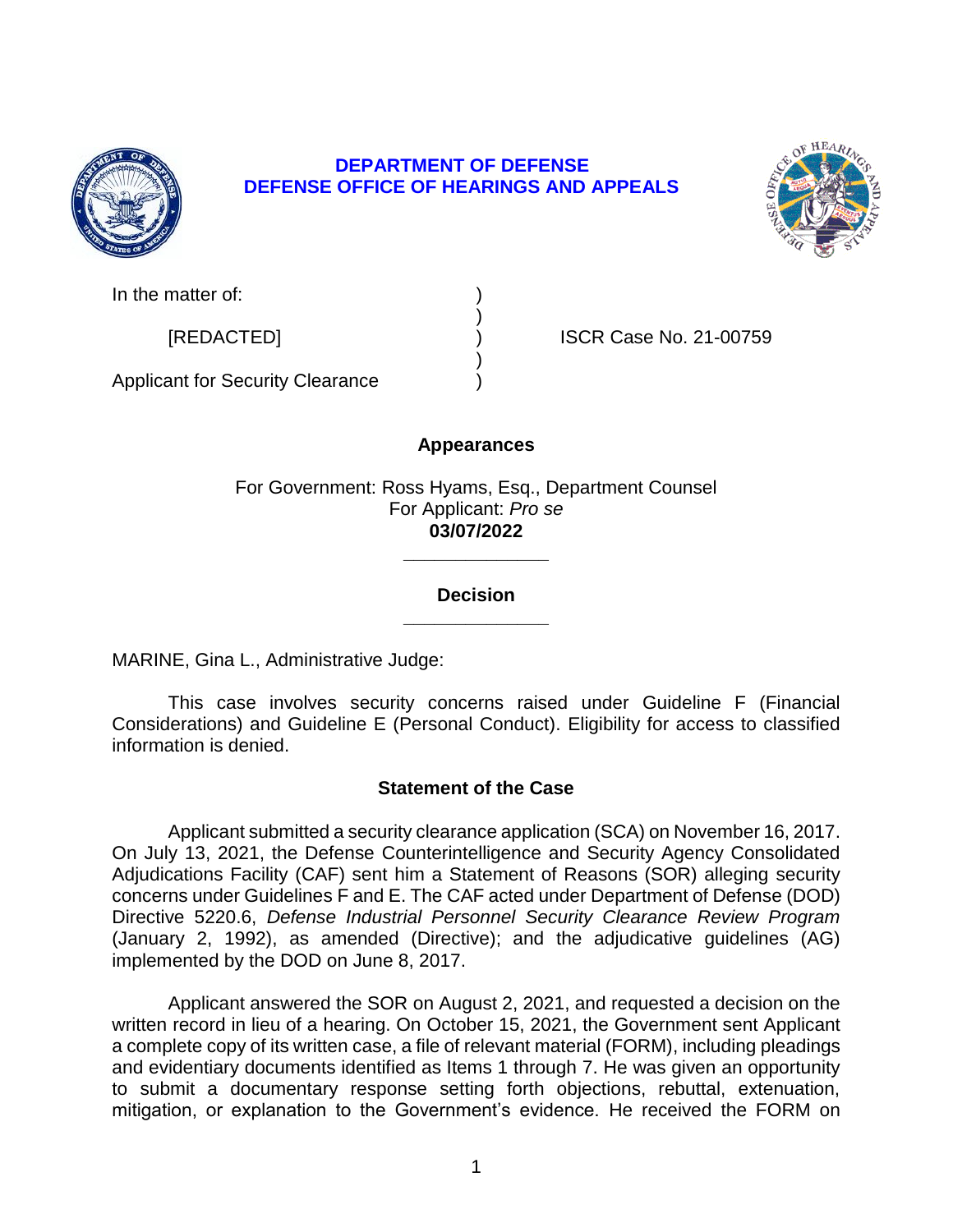**DEPARTMENT OF DEFENSE**
**DEFENSE OFFICE OF HEARINGS AND APPEALS**

| | | |
|---|---|---|
| In the matter of: | ) | |
| | ) | |
| [REDACTED] | ) | ISCR Case No. 21-00759 |
| | ) | |
| Applicant for Security Clearance | ) | |

**Appearances**

For Government: Ross Hyams, Esq., Department Counsel
For Applicant: *Pro se*
**03/07/2022**

______________

**Decision**

______________

MARINE, Gina L., Administrative Judge:

This case involves security concerns raised under Guideline F (Financial Considerations) and Guideline E (Personal Conduct). Eligibility for access to classified information is denied.

## Statement of the Case

Applicant submitted a security clearance application (SCA) on November 16, 2017. On July 13, 2021, the Defense Counterintelligence and Security Agency Consolidated Adjudications Facility (CAF) sent him a Statement of Reasons (SOR) alleging security concerns under Guidelines F and E. The CAF acted under Department of Defense (DOD) Directive 5220.6, *Defense Industrial Personnel Security Clearance Review Program* (January 2, 1992), as amended (Directive); and the adjudicative guidelines (AG) implemented by the DOD on June 8, 2017.

Applicant answered the SOR on August 2, 2021, and requested a decision on the written record in lieu of a hearing. On October 15, 2021, the Government sent Applicant a complete copy of its written case, a file of relevant material (FORM), including pleadings and evidentiary documents identified as Items 1 through 7. He was given an opportunity to submit a documentary response setting forth objections, rebuttal, extenuation, mitigation, or explanation to the Government's evidence. He received the FORM on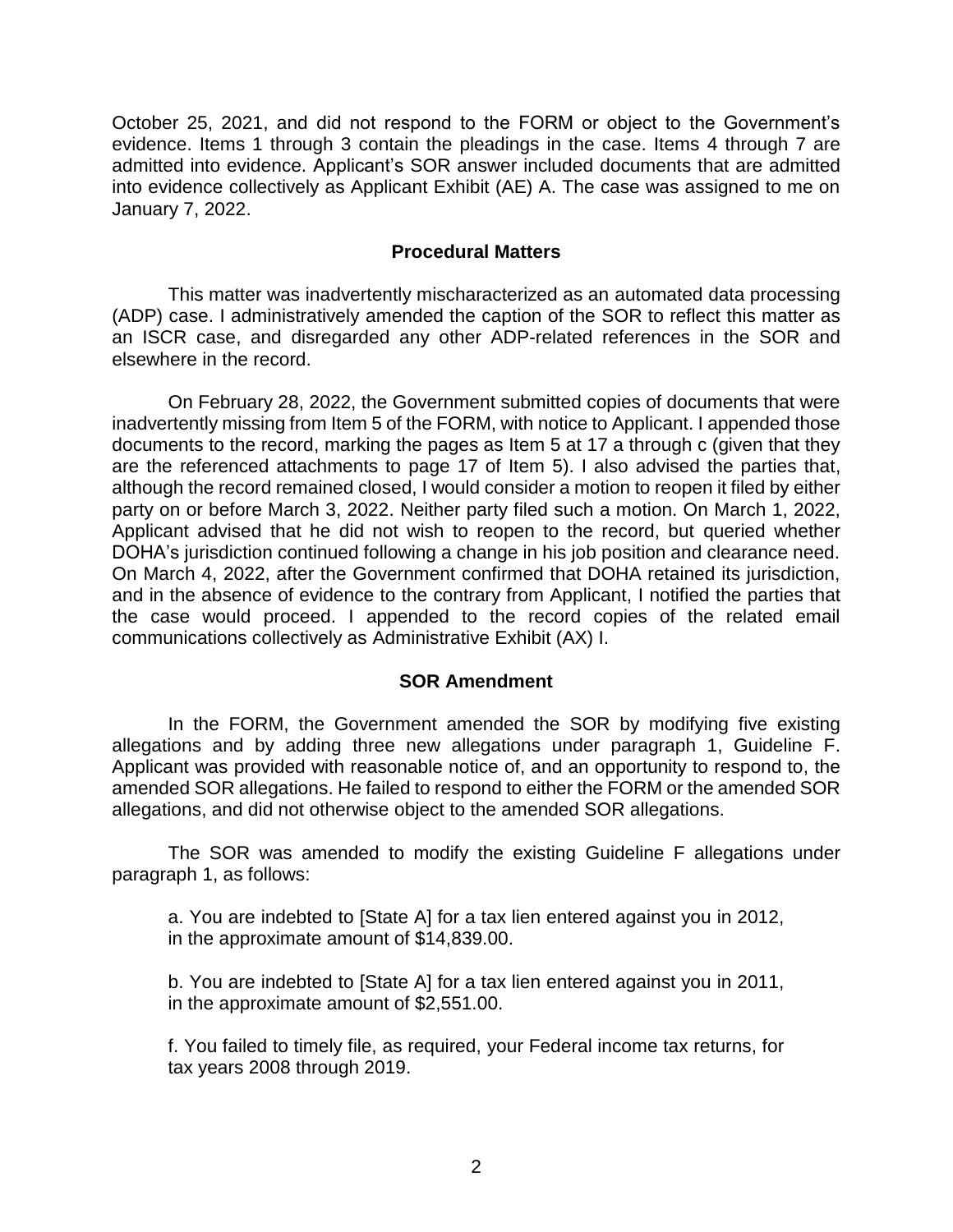October 25, 2021, and did not respond to the FORM or object to the Government's evidence. Items 1 through 3 contain the pleadings in the case. Items 4 through 7 are admitted into evidence. Applicant's SOR answer included documents that are admitted into evidence collectively as Applicant Exhibit (AE) A. The case was assigned to me on January 7, 2022.

## Procedural Matters

This matter was inadvertently mischaracterized as an automated data processing (ADP) case. I administratively amended the caption of the SOR to reflect this matter as an ISCR case, and disregarded any other ADP-related references in the SOR and elsewhere in the record.

On February 28, 2022, the Government submitted copies of documents that were inadvertently missing from Item 5 of the FORM, with notice to Applicant. I appended those documents to the record, marking the pages as Item 5 at 17 a through c (given that they are the referenced attachments to page 17 of Item 5). I also advised the parties that, although the record remained closed, I would consider a motion to reopen it filed by either party on or before March 3, 2022. Neither party filed such a motion. On March 1, 2022, Applicant advised that he did not wish to reopen to the record, but queried whether DOHA's jurisdiction continued following a change in his job position and clearance need. On March 4, 2022, after the Government confirmed that DOHA retained its jurisdiction, and in the absence of evidence to the contrary from Applicant, I notified the parties that the case would proceed. I appended to the record copies of the related email communications collectively as Administrative Exhibit (AX) I.

## SOR Amendment

In the FORM, the Government amended the SOR by modifying five existing allegations and by adding three new allegations under paragraph 1, Guideline F. Applicant was provided with reasonable notice of, and an opportunity to respond to, the amended SOR allegations. He failed to respond to either the FORM or the amended SOR allegations, and did not otherwise object to the amended SOR allegations.

The SOR was amended to modify the existing Guideline F allegations under paragraph 1, as follows:

> a. You are indebted to [State A] for a tax lien entered against you in 2012, in the approximate amount of $14,839.00.
>
> b. You are indebted to [State A] for a tax lien entered against you in 2011, in the approximate amount of $2,551.00.
>
> f. You failed to timely file, as required, your Federal income tax returns, for tax years 2008 through 2019.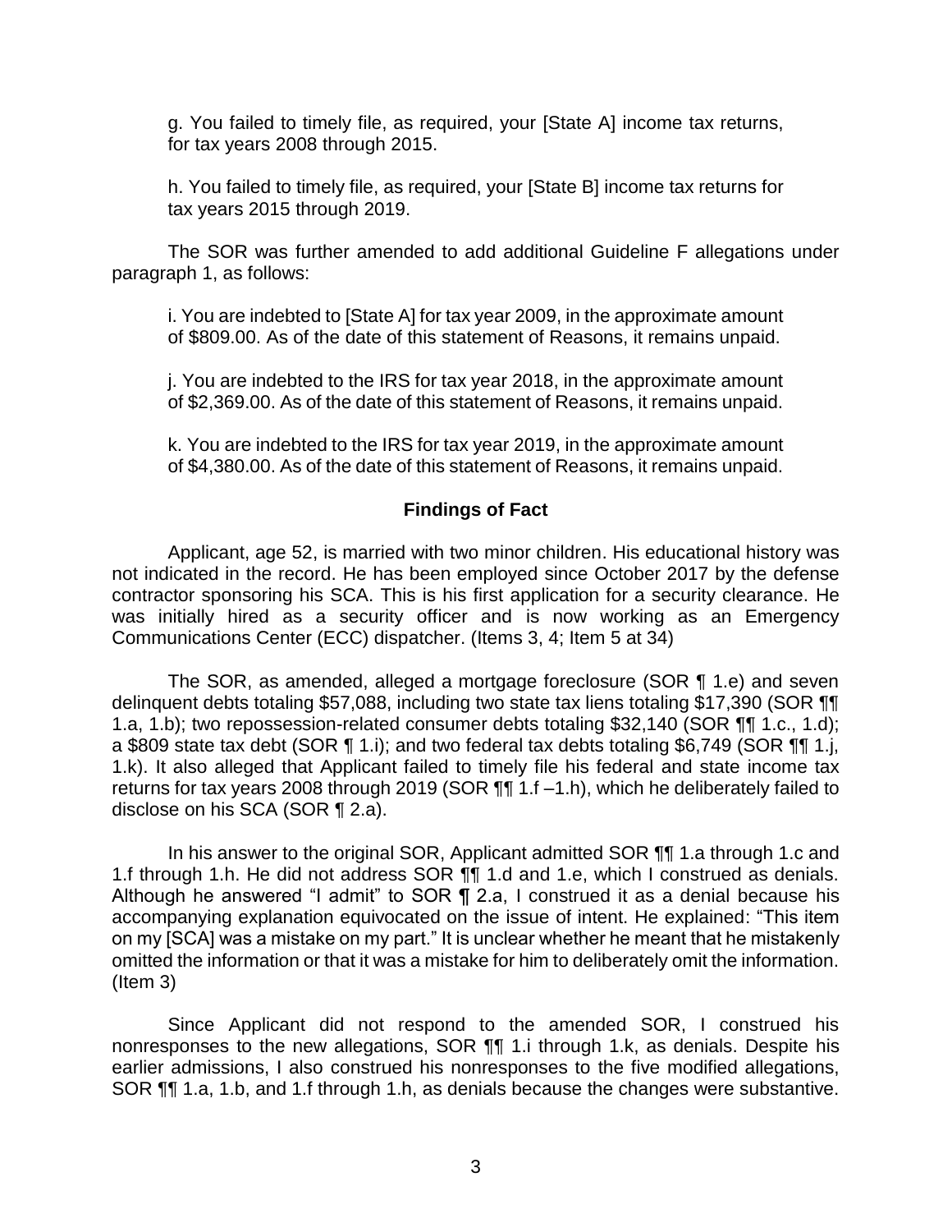g. You failed to timely file, as required, your [State A] income tax returns, for tax years 2008 through 2015.

h. You failed to timely file, as required, your [State B] income tax returns for tax years 2015 through 2019.

The SOR was further amended to add additional Guideline F allegations under paragraph 1, as follows:

i. You are indebted to [State A] for tax year 2009, in the approximate amount of $809.00. As of the date of this statement of Reasons, it remains unpaid.

j. You are indebted to the IRS for tax year 2018, in the approximate amount of $2,369.00. As of the date of this statement of Reasons, it remains unpaid.

k. You are indebted to the IRS for tax year 2019, in the approximate amount of $4,380.00. As of the date of this statement of Reasons, it remains unpaid.

## Findings of Fact

Applicant, age 52, is married with two minor children. His educational history was not indicated in the record. He has been employed since October 2017 by the defense contractor sponsoring his SCA. This is his first application for a security clearance. He was initially hired as a security officer and is now working as an Emergency Communications Center (ECC) dispatcher. (Items 3, 4; Item 5 at 34)

The SOR, as amended, alleged a mortgage foreclosure (SOR ¶ 1.e) and seven delinquent debts totaling $57,088, including two state tax liens totaling $17,390 (SOR ¶¶ 1.a, 1.b); two repossession-related consumer debts totaling $32,140 (SOR ¶¶ 1.c., 1.d); a $809 state tax debt (SOR ¶ 1.i); and two federal tax debts totaling $6,749 (SOR ¶¶ 1.j, 1.k). It also alleged that Applicant failed to timely file his federal and state income tax returns for tax years 2008 through 2019 (SOR ¶¶ 1.f –1.h), which he deliberately failed to disclose on his SCA (SOR ¶ 2.a).

In his answer to the original SOR, Applicant admitted SOR ¶¶ 1.a through 1.c and 1.f through 1.h. He did not address SOR ¶¶ 1.d and 1.e, which I construed as denials. Although he answered "I admit" to SOR ¶ 2.a, I construed it as a denial because his accompanying explanation equivocated on the issue of intent. He explained: "This item on my [SCA] was a mistake on my part." It is unclear whether he meant that he mistakenly omitted the information or that it was a mistake for him to deliberately omit the information. (Item 3)

Since Applicant did not respond to the amended SOR, I construed his nonresponses to the new allegations, SOR ¶¶ 1.i through 1.k, as denials. Despite his earlier admissions, I also construed his nonresponses to the five modified allegations, SOR ¶¶ 1.a, 1.b, and 1.f through 1.h, as denials because the changes were substantive.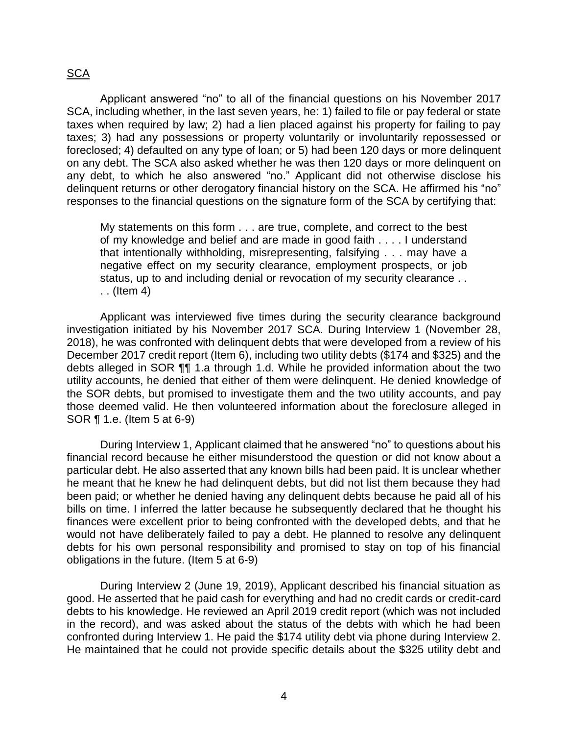<u>SCA</u>

Applicant answered "no" to all of the financial questions on his November 2017 SCA, including whether, in the last seven years, he: 1) failed to file or pay federal or state taxes when required by law; 2) had a lien placed against his property for failing to pay taxes; 3) had any possessions or property voluntarily or involuntarily repossessed or foreclosed; 4) defaulted on any type of loan; or 5) had been 120 days or more delinquent on any debt. The SCA also asked whether he was then 120 days or more delinquent on any debt, to which he also answered "no." Applicant did not otherwise disclose his delinquent returns or other derogatory financial history on the SCA. He affirmed his "no" responses to the financial questions on the signature form of the SCA by certifying that:

> My statements on this form . . . are true, complete, and correct to the best of my knowledge and belief and are made in good faith . . . . I understand that intentionally withholding, misrepresenting, falsifying . . . may have a negative effect on my security clearance, employment prospects, or job status, up to and including denial or revocation of my security clearance . . . . (Item 4)

Applicant was interviewed five times during the security clearance background investigation initiated by his November 2017 SCA. During Interview 1 (November 28, 2018), he was confronted with delinquent debts that were developed from a review of his December 2017 credit report (Item 6), including two utility debts ($174 and $325) and the debts alleged in SOR ¶¶ 1.a through 1.d. While he provided information about the two utility accounts, he denied that either of them were delinquent. He denied knowledge of the SOR debts, but promised to investigate them and the two utility accounts, and pay those deemed valid. He then volunteered information about the foreclosure alleged in SOR ¶ 1.e. (Item 5 at 6-9)

During Interview 1, Applicant claimed that he answered "no" to questions about his financial record because he either misunderstood the question or did not know about a particular debt. He also asserted that any known bills had been paid. It is unclear whether he meant that he knew he had delinquent debts, but did not list them because they had been paid; or whether he denied having any delinquent debts because he paid all of his bills on time. I inferred the latter because he subsequently declared that he thought his finances were excellent prior to being confronted with the developed debts, and that he would not have deliberately failed to pay a debt. He planned to resolve any delinquent debts for his own personal responsibility and promised to stay on top of his financial obligations in the future. (Item 5 at 6-9)

During Interview 2 (June 19, 2019), Applicant described his financial situation as good. He asserted that he paid cash for everything and had no credit cards or credit-card debts to his knowledge. He reviewed an April 2019 credit report (which was not included in the record), and was asked about the status of the debts with which he had been confronted during Interview 1. He paid the $174 utility debt via phone during Interview 2. He maintained that he could not provide specific details about the $325 utility debt and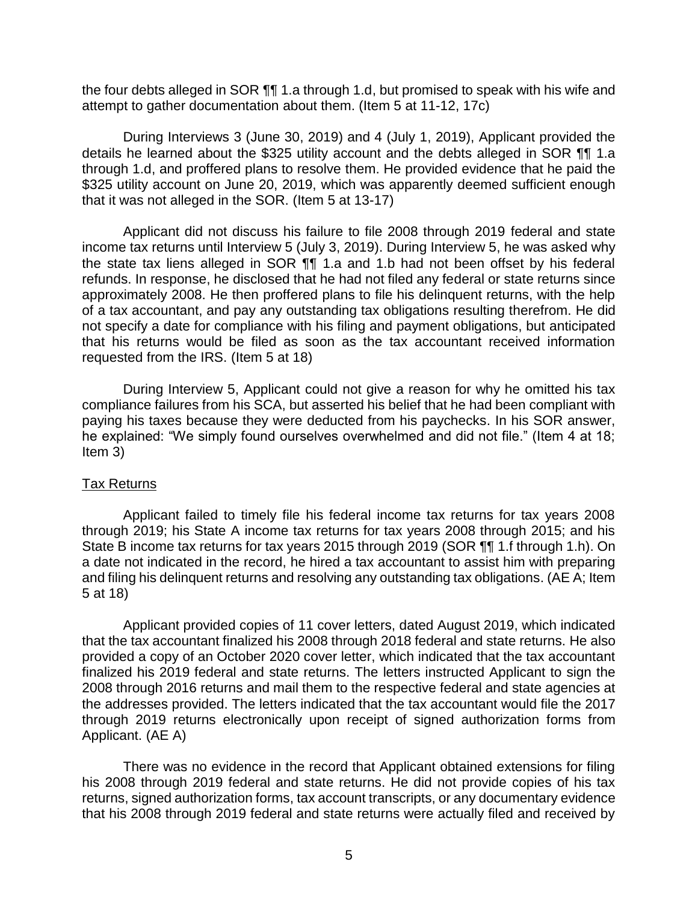the four debts alleged in SOR ¶¶ 1.a through 1.d, but promised to speak with his wife and attempt to gather documentation about them. (Item 5 at 11-12, 17c)

During Interviews 3 (June 30, 2019) and 4 (July 1, 2019), Applicant provided the details he learned about the $325 utility account and the debts alleged in SOR ¶¶ 1.a through 1.d, and proffered plans to resolve them. He provided evidence that he paid the $325 utility account on June 20, 2019, which was apparently deemed sufficient enough that it was not alleged in the SOR. (Item 5 at 13-17)

Applicant did not discuss his failure to file 2008 through 2019 federal and state income tax returns until Interview 5 (July 3, 2019). During Interview 5, he was asked why the state tax liens alleged in SOR ¶¶ 1.a and 1.b had not been offset by his federal refunds. In response, he disclosed that he had not filed any federal or state returns since approximately 2008. He then proffered plans to file his delinquent returns, with the help of a tax accountant, and pay any outstanding tax obligations resulting therefrom. He did not specify a date for compliance with his filing and payment obligations, but anticipated that his returns would be filed as soon as the tax accountant received information requested from the IRS. (Item 5 at 18)

During Interview 5, Applicant could not give a reason for why he omitted his tax compliance failures from his SCA, but asserted his belief that he had been compliant with paying his taxes because they were deducted from his paychecks. In his SOR answer, he explained: "We simply found ourselves overwhelmed and did not file." (Item 4 at 18; Item 3)

## Tax Returns

Applicant failed to timely file his federal income tax returns for tax years 2008 through 2019; his State A income tax returns for tax years 2008 through 2015; and his State B income tax returns for tax years 2015 through 2019 (SOR ¶¶ 1.f through 1.h). On a date not indicated in the record, he hired a tax accountant to assist him with preparing and filing his delinquent returns and resolving any outstanding tax obligations. (AE A; Item 5 at 18)

Applicant provided copies of 11 cover letters, dated August 2019, which indicated that the tax accountant finalized his 2008 through 2018 federal and state returns. He also provided a copy of an October 2020 cover letter, which indicated that the tax accountant finalized his 2019 federal and state returns. The letters instructed Applicant to sign the 2008 through 2016 returns and mail them to the respective federal and state agencies at the addresses provided. The letters indicated that the tax accountant would file the 2017 through 2019 returns electronically upon receipt of signed authorization forms from Applicant. (AE A)

There was no evidence in the record that Applicant obtained extensions for filing his 2008 through 2019 federal and state returns. He did not provide copies of his tax returns, signed authorization forms, tax account transcripts, or any documentary evidence that his 2008 through 2019 federal and state returns were actually filed and received by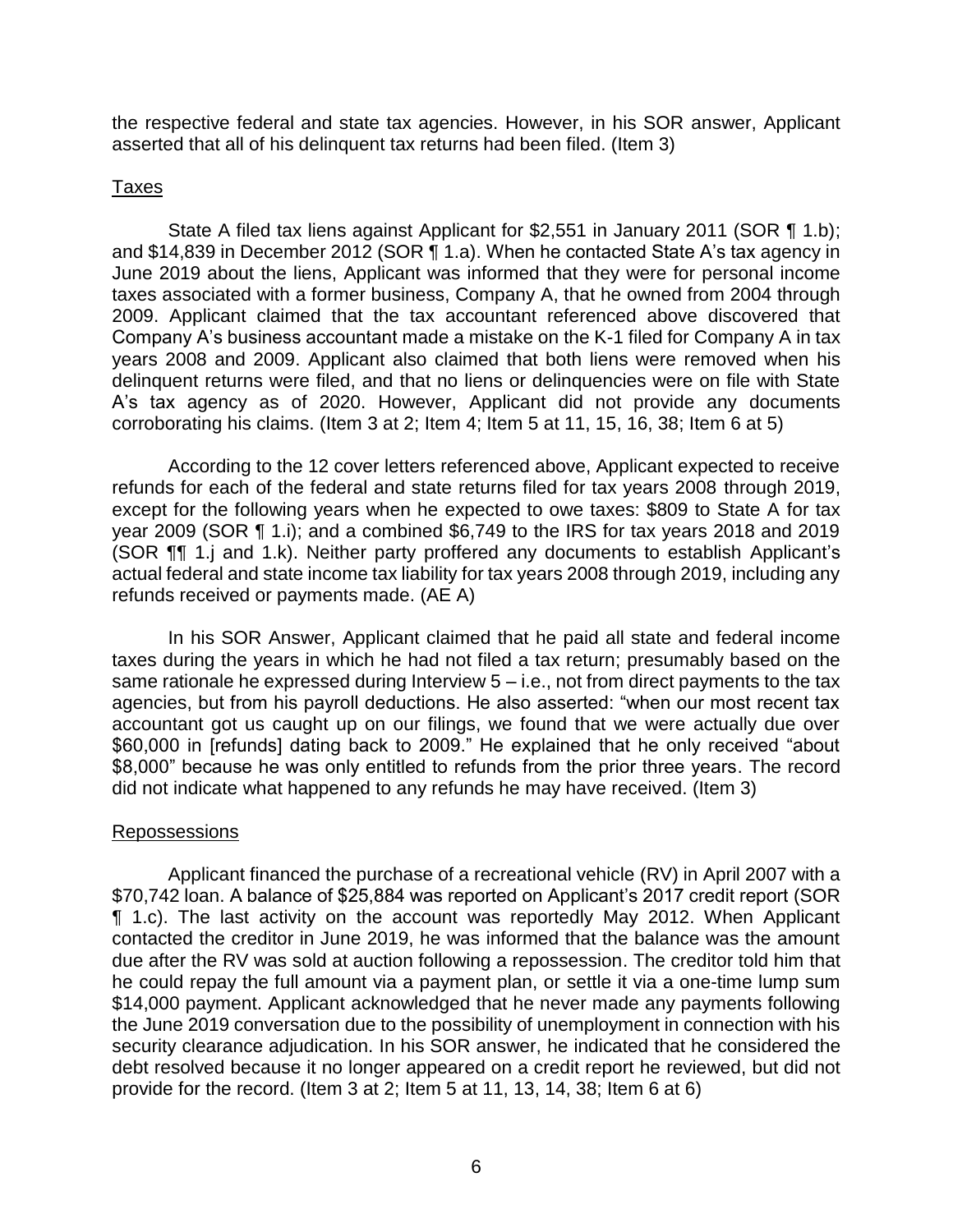the respective federal and state tax agencies. However, in his SOR answer, Applicant asserted that all of his delinquent tax returns had been filed. (Item 3)

Taxes

State A filed tax liens against Applicant for $2,551 in January 2011 (SOR ¶ 1.b); and $14,839 in December 2012 (SOR ¶ 1.a). When he contacted State A's tax agency in June 2019 about the liens, Applicant was informed that they were for personal income taxes associated with a former business, Company A, that he owned from 2004 through 2009. Applicant claimed that the tax accountant referenced above discovered that Company A's business accountant made a mistake on the K-1 filed for Company A in tax years 2008 and 2009. Applicant also claimed that both liens were removed when his delinquent returns were filed, and that no liens or delinquencies were on file with State A's tax agency as of 2020. However, Applicant did not provide any documents corroborating his claims. (Item 3 at 2; Item 4; Item 5 at 11, 15, 16, 38; Item 6 at 5)

According to the 12 cover letters referenced above, Applicant expected to receive refunds for each of the federal and state returns filed for tax years 2008 through 2019, except for the following years when he expected to owe taxes: $809 to State A for tax year 2009 (SOR ¶ 1.i); and a combined $6,749 to the IRS for tax years 2018 and 2019 (SOR ¶¶ 1.j and 1.k). Neither party proffered any documents to establish Applicant's actual federal and state income tax liability for tax years 2008 through 2019, including any refunds received or payments made. (AE A)

In his SOR Answer, Applicant claimed that he paid all state and federal income taxes during the years in which he had not filed a tax return; presumably based on the same rationale he expressed during Interview 5 – i.e., not from direct payments to the tax agencies, but from his payroll deductions. He also asserted: "when our most recent tax accountant got us caught up on our filings, we found that we were actually due over $60,000 in [refunds] dating back to 2009." He explained that he only received "about $8,000" because he was only entitled to refunds from the prior three years. The record did not indicate what happened to any refunds he may have received. (Item 3)

Repossessions

Applicant financed the purchase of a recreational vehicle (RV) in April 2007 with a $70,742 loan. A balance of $25,884 was reported on Applicant's 2017 credit report (SOR ¶ 1.c). The last activity on the account was reportedly May 2012. When Applicant contacted the creditor in June 2019, he was informed that the balance was the amount due after the RV was sold at auction following a repossession. The creditor told him that he could repay the full amount via a payment plan, or settle it via a one-time lump sum $14,000 payment. Applicant acknowledged that he never made any payments following the June 2019 conversation due to the possibility of unemployment in connection with his security clearance adjudication. In his SOR answer, he indicated that he considered the debt resolved because it no longer appeared on a credit report he reviewed, but did not provide for the record. (Item 3 at 2; Item 5 at 11, 13, 14, 38; Item 6 at 6)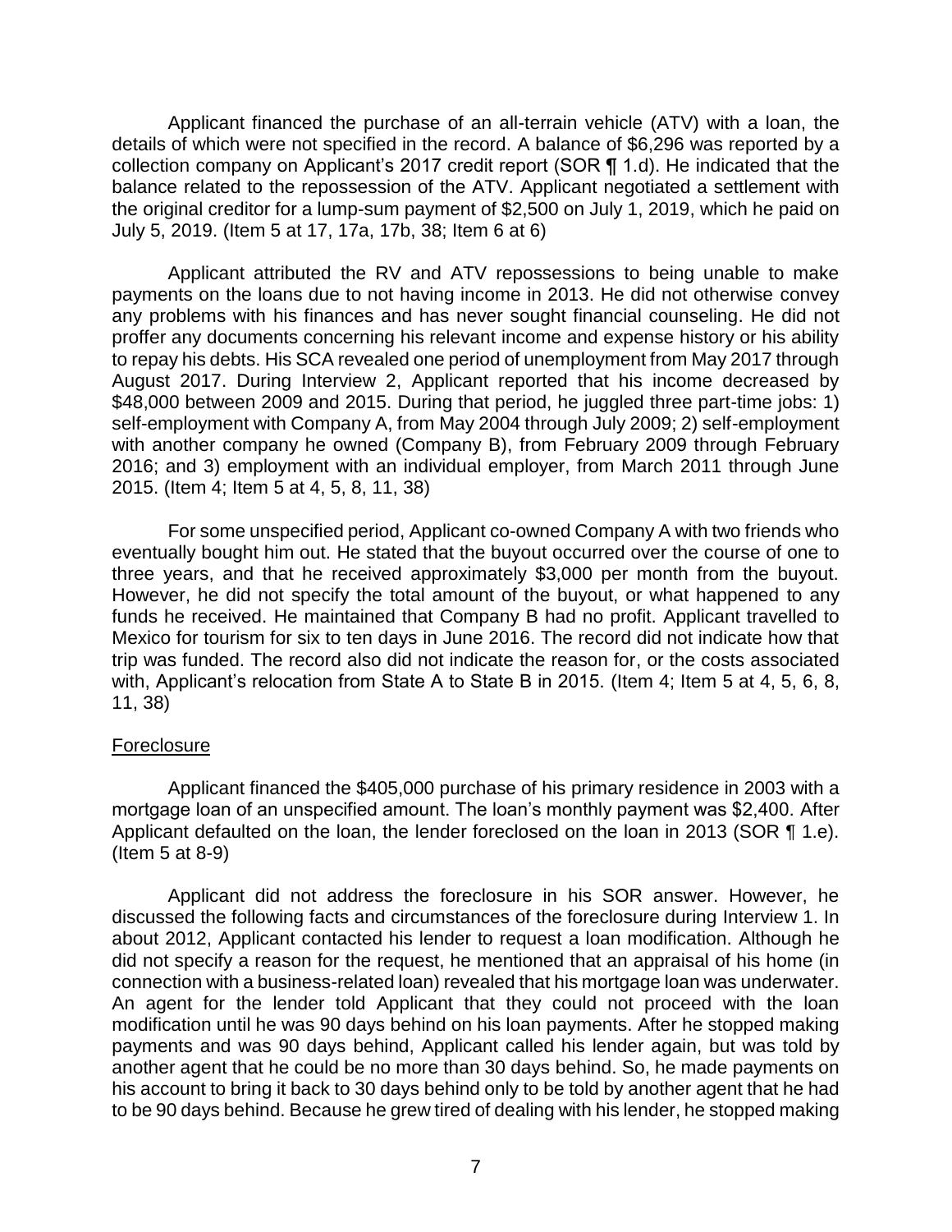Applicant financed the purchase of an all-terrain vehicle (ATV) with a loan, the details of which were not specified in the record. A balance of $6,296 was reported by a collection company on Applicant's 2017 credit report (SOR ¶ 1.d). He indicated that the balance related to the repossession of the ATV. Applicant negotiated a settlement with the original creditor for a lump-sum payment of $2,500 on July 1, 2019, which he paid on July 5, 2019. (Item 5 at 17, 17a, 17b, 38; Item 6 at 6)

Applicant attributed the RV and ATV repossessions to being unable to make payments on the loans due to not having income in 2013. He did not otherwise convey any problems with his finances and has never sought financial counseling. He did not proffer any documents concerning his relevant income and expense history or his ability to repay his debts. His SCA revealed one period of unemployment from May 2017 through August 2017. During Interview 2, Applicant reported that his income decreased by $48,000 between 2009 and 2015. During that period, he juggled three part-time jobs: 1) self-employment with Company A, from May 2004 through July 2009; 2) self-employment with another company he owned (Company B), from February 2009 through February 2016; and 3) employment with an individual employer, from March 2011 through June 2015. (Item 4; Item 5 at 4, 5, 8, 11, 38)

For some unspecified period, Applicant co-owned Company A with two friends who eventually bought him out. He stated that the buyout occurred over the course of one to three years, and that he received approximately $3,000 per month from the buyout. However, he did not specify the total amount of the buyout, or what happened to any funds he received. He maintained that Company B had no profit. Applicant travelled to Mexico for tourism for six to ten days in June 2016. The record did not indicate how that trip was funded. The record also did not indicate the reason for, or the costs associated with, Applicant's relocation from State A to State B in 2015. (Item 4; Item 5 at 4, 5, 6, 8, 11, 38)

Foreclosure

Applicant financed the $405,000 purchase of his primary residence in 2003 with a mortgage loan of an unspecified amount. The loan's monthly payment was $2,400. After Applicant defaulted on the loan, the lender foreclosed on the loan in 2013 (SOR ¶ 1.e). (Item 5 at 8-9)

Applicant did not address the foreclosure in his SOR answer. However, he discussed the following facts and circumstances of the foreclosure during Interview 1. In about 2012, Applicant contacted his lender to request a loan modification. Although he did not specify a reason for the request, he mentioned that an appraisal of his home (in connection with a business-related loan) revealed that his mortgage loan was underwater. An agent for the lender told Applicant that they could not proceed with the loan modification until he was 90 days behind on his loan payments. After he stopped making payments and was 90 days behind, Applicant called his lender again, but was told by another agent that he could be no more than 30 days behind. So, he made payments on his account to bring it back to 30 days behind only to be told by another agent that he had to be 90 days behind. Because he grew tired of dealing with his lender, he stopped making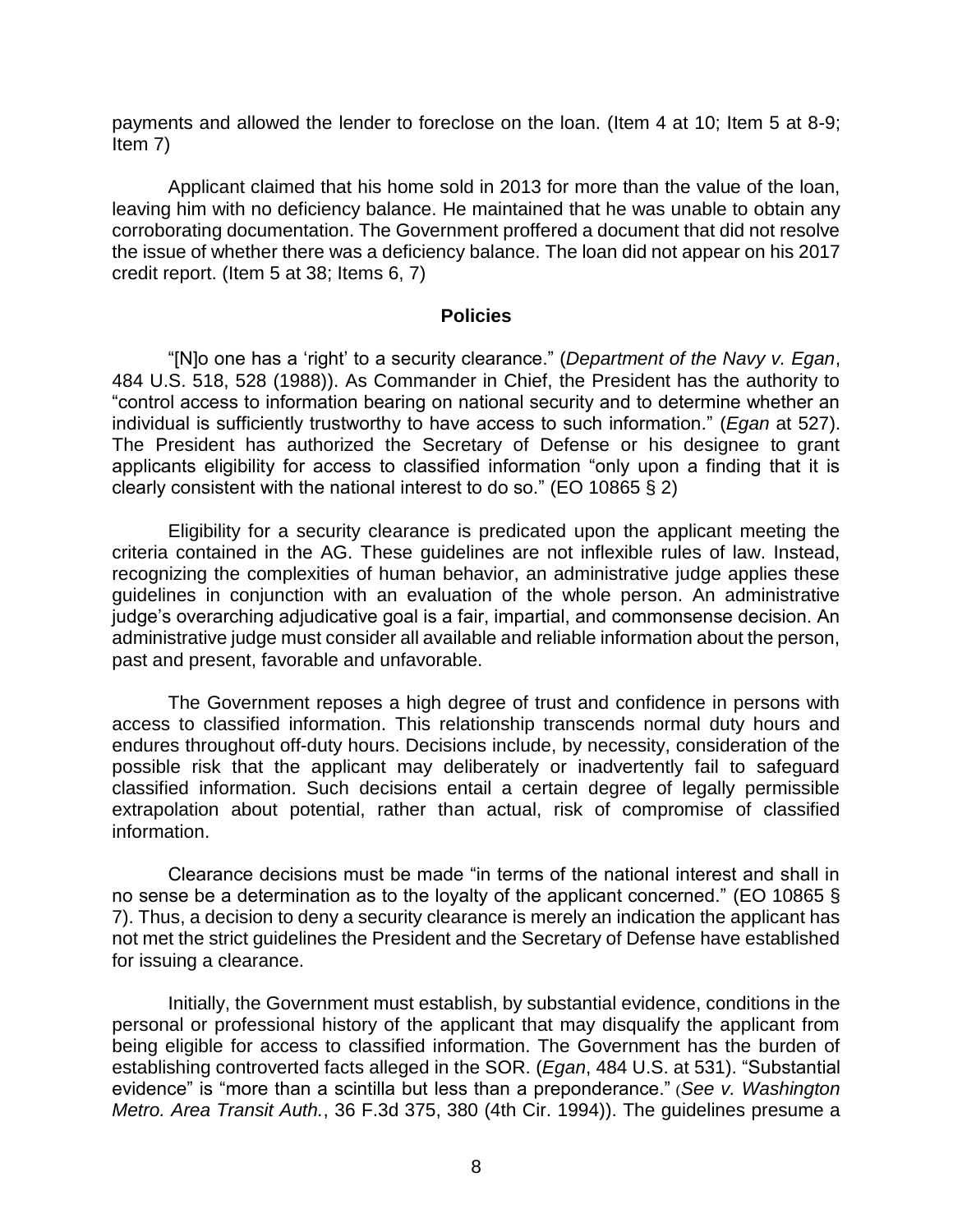payments and allowed the lender to foreclose on the loan. (Item 4 at 10; Item 5 at 8-9; Item 7)

Applicant claimed that his home sold in 2013 for more than the value of the loan, leaving him with no deficiency balance. He maintained that he was unable to obtain any corroborating documentation. The Government proffered a document that did not resolve the issue of whether there was a deficiency balance. The loan did not appear on his 2017 credit report. (Item 5 at 38; Items 6, 7)

## Policies

"[N]o one has a 'right' to a security clearance." (*Department of the Navy v. Egan*, 484 U.S. 518, 528 (1988)). As Commander in Chief, the President has the authority to "control access to information bearing on national security and to determine whether an individual is sufficiently trustworthy to have access to such information." (*Egan* at 527). The President has authorized the Secretary of Defense or his designee to grant applicants eligibility for access to classified information "only upon a finding that it is clearly consistent with the national interest to do so." (EO 10865 § 2)

Eligibility for a security clearance is predicated upon the applicant meeting the criteria contained in the AG. These guidelines are not inflexible rules of law. Instead, recognizing the complexities of human behavior, an administrative judge applies these guidelines in conjunction with an evaluation of the whole person. An administrative judge's overarching adjudicative goal is a fair, impartial, and commonsense decision. An administrative judge must consider all available and reliable information about the person, past and present, favorable and unfavorable.

The Government reposes a high degree of trust and confidence in persons with access to classified information. This relationship transcends normal duty hours and endures throughout off-duty hours. Decisions include, by necessity, consideration of the possible risk that the applicant may deliberately or inadvertently fail to safeguard classified information. Such decisions entail a certain degree of legally permissible extrapolation about potential, rather than actual, risk of compromise of classified information.

Clearance decisions must be made "in terms of the national interest and shall in no sense be a determination as to the loyalty of the applicant concerned." (EO 10865 § 7). Thus, a decision to deny a security clearance is merely an indication the applicant has not met the strict guidelines the President and the Secretary of Defense have established for issuing a clearance.

Initially, the Government must establish, by substantial evidence, conditions in the personal or professional history of the applicant that may disqualify the applicant from being eligible for access to classified information. The Government has the burden of establishing controverted facts alleged in the SOR. (*Egan*, 484 U.S. at 531). "Substantial evidence" is "more than a scintilla but less than a preponderance." (*See v. Washington Metro. Area Transit Auth.*, 36 F.3d 375, 380 (4th Cir. 1994)). The guidelines presume a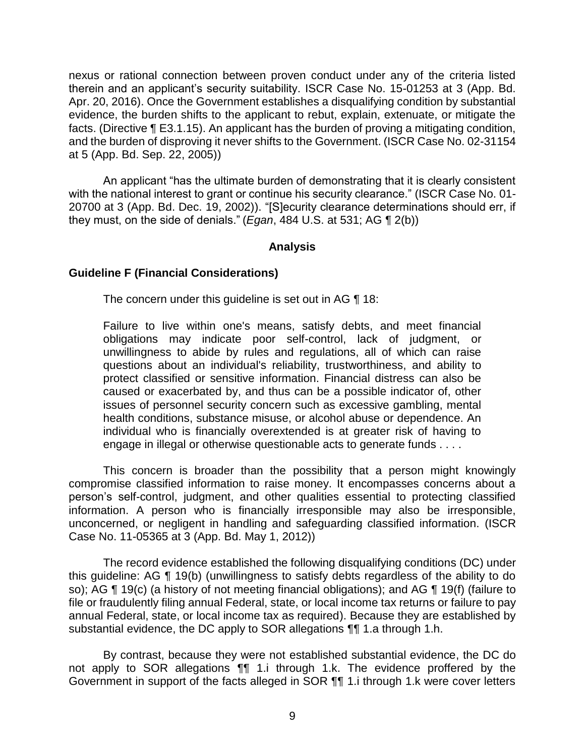nexus or rational connection between proven conduct under any of the criteria listed therein and an applicant's security suitability. ISCR Case No. 15-01253 at 3 (App. Bd. Apr. 20, 2016). Once the Government establishes a disqualifying condition by substantial evidence, the burden shifts to the applicant to rebut, explain, extenuate, or mitigate the facts. (Directive ¶ E3.1.15). An applicant has the burden of proving a mitigating condition, and the burden of disproving it never shifts to the Government. (ISCR Case No. 02-31154 at 5 (App. Bd. Sep. 22, 2005))

An applicant "has the ultimate burden of demonstrating that it is clearly consistent with the national interest to grant or continue his security clearance." (ISCR Case No. 01-20700 at 3 (App. Bd. Dec. 19, 2002)). "[S]ecurity clearance determinations should err, if they must, on the side of denials." (*Egan*, 484 U.S. at 531; AG ¶ 2(b))

## Analysis

### Guideline F (Financial Considerations)

The concern under this guideline is set out in AG ¶ 18:

> Failure to live within one's means, satisfy debts, and meet financial obligations may indicate poor self-control, lack of judgment, or unwillingness to abide by rules and regulations, all of which can raise questions about an individual's reliability, trustworthiness, and ability to protect classified or sensitive information. Financial distress can also be caused or exacerbated by, and thus can be a possible indicator of, other issues of personnel security concern such as excessive gambling, mental health conditions, substance misuse, or alcohol abuse or dependence. An individual who is financially overextended is at greater risk of having to engage in illegal or otherwise questionable acts to generate funds . . . .

This concern is broader than the possibility that a person might knowingly compromise classified information to raise money. It encompasses concerns about a person's self-control, judgment, and other qualities essential to protecting classified information. A person who is financially irresponsible may also be irresponsible, unconcerned, or negligent in handling and safeguarding classified information. (ISCR Case No. 11-05365 at 3 (App. Bd. May 1, 2012))

The record evidence established the following disqualifying conditions (DC) under this guideline: AG ¶ 19(b) (unwillingness to satisfy debts regardless of the ability to do so); AG ¶ 19(c) (a history of not meeting financial obligations); and AG ¶ 19(f) (failure to file or fraudulently filing annual Federal, state, or local income tax returns or failure to pay annual Federal, state, or local income tax as required). Because they are established by substantial evidence, the DC apply to SOR allegations ¶¶ 1.a through 1.h.

By contrast, because they were not established substantial evidence, the DC do not apply to SOR allegations ¶¶ 1.i through 1.k. The evidence proffered by the Government in support of the facts alleged in SOR ¶¶ 1.i through 1.k were cover letters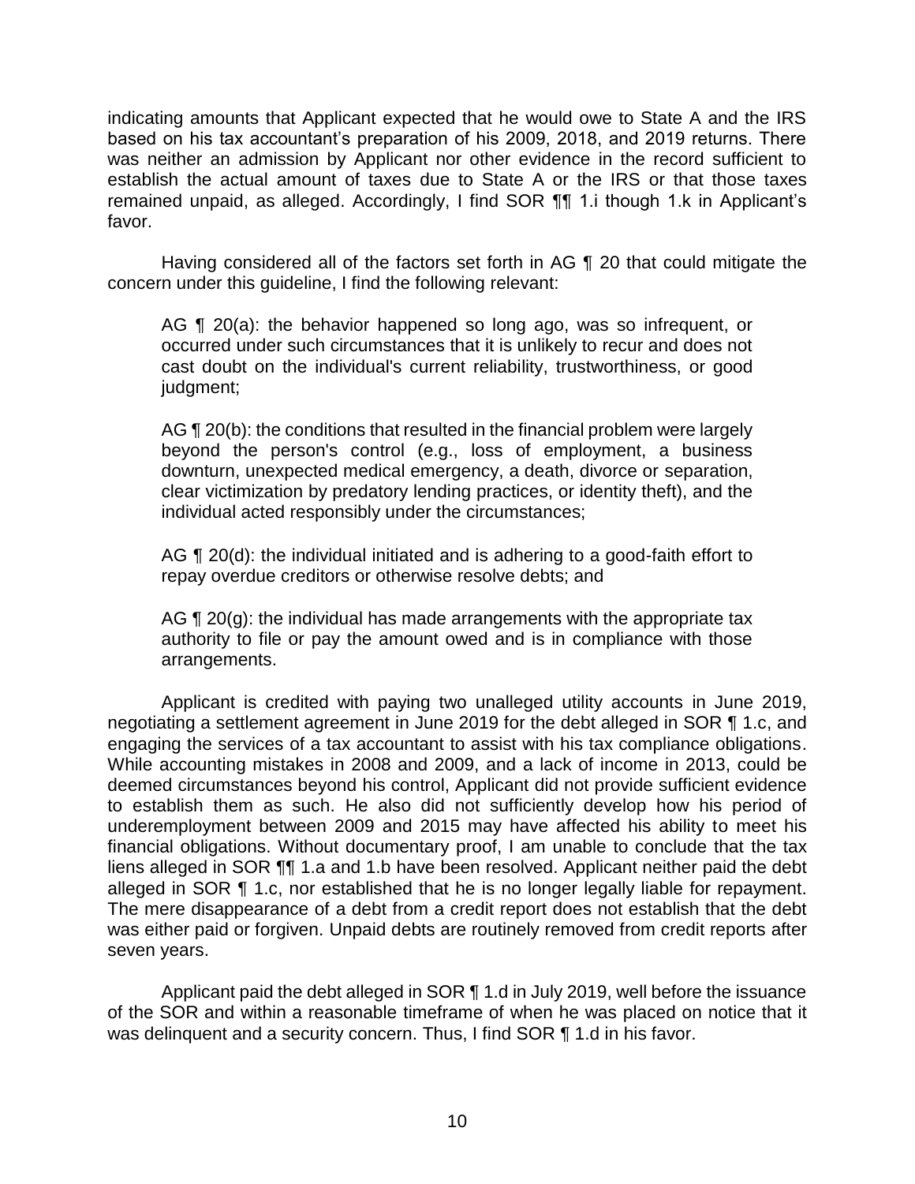indicating amounts that Applicant expected that he would owe to State A and the IRS based on his tax accountant's preparation of his 2009, 2018, and 2019 returns. There was neither an admission by Applicant nor other evidence in the record sufficient to establish the actual amount of taxes due to State A or the IRS or that those taxes remained unpaid, as alleged. Accordingly, I find SOR ¶¶ 1.i though 1.k in Applicant's favor.

Having considered all of the factors set forth in AG ¶ 20 that could mitigate the concern under this guideline, I find the following relevant:

> AG ¶ 20(a): the behavior happened so long ago, was so infrequent, or occurred under such circumstances that it is unlikely to recur and does not cast doubt on the individual's current reliability, trustworthiness, or good judgment;
>
> AG ¶ 20(b): the conditions that resulted in the financial problem were largely beyond the person's control (e.g., loss of employment, a business downturn, unexpected medical emergency, a death, divorce or separation, clear victimization by predatory lending practices, or identity theft), and the individual acted responsibly under the circumstances;
>
> AG ¶ 20(d): the individual initiated and is adhering to a good-faith effort to repay overdue creditors or otherwise resolve debts; and
>
> AG ¶ 20(g): the individual has made arrangements with the appropriate tax authority to file or pay the amount owed and is in compliance with those arrangements.

Applicant is credited with paying two unalleged utility accounts in June 2019, negotiating a settlement agreement in June 2019 for the debt alleged in SOR ¶ 1.c, and engaging the services of a tax accountant to assist with his tax compliance obligations. While accounting mistakes in 2008 and 2009, and a lack of income in 2013, could be deemed circumstances beyond his control, Applicant did not provide sufficient evidence to establish them as such. He also did not sufficiently develop how his period of underemployment between 2009 and 2015 may have affected his ability to meet his financial obligations. Without documentary proof, I am unable to conclude that the tax liens alleged in SOR ¶¶ 1.a and 1.b have been resolved. Applicant neither paid the debt alleged in SOR ¶ 1.c, nor established that he is no longer legally liable for repayment. The mere disappearance of a debt from a credit report does not establish that the debt was either paid or forgiven. Unpaid debts are routinely removed from credit reports after seven years.

Applicant paid the debt alleged in SOR ¶ 1.d in July 2019, well before the issuance of the SOR and within a reasonable timeframe of when he was placed on notice that it was delinquent and a security concern. Thus, I find SOR ¶ 1.d in his favor.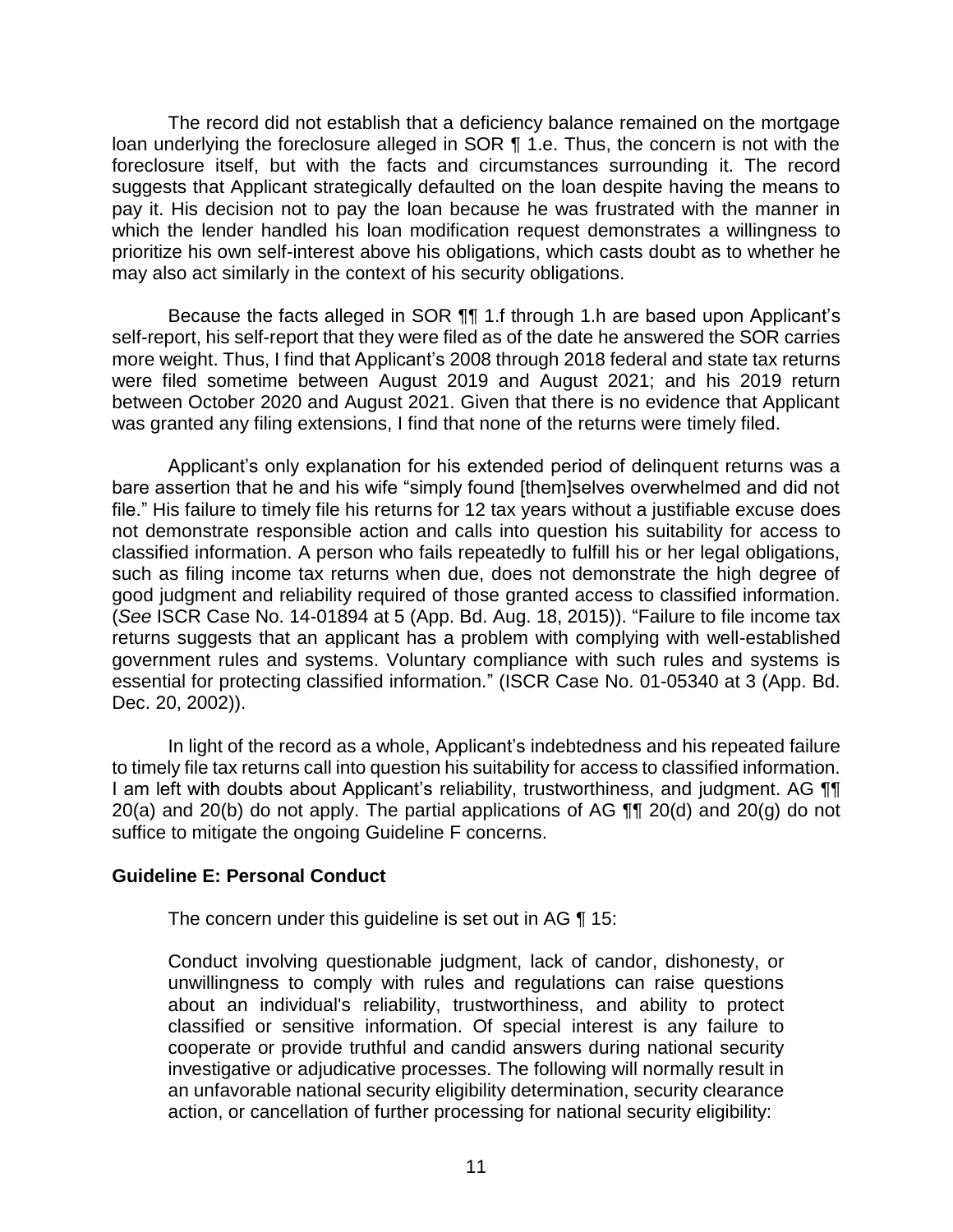The record did not establish that a deficiency balance remained on the mortgage loan underlying the foreclosure alleged in SOR ¶ 1.e. Thus, the concern is not with the foreclosure itself, but with the facts and circumstances surrounding it. The record suggests that Applicant strategically defaulted on the loan despite having the means to pay it. His decision not to pay the loan because he was frustrated with the manner in which the lender handled his loan modification request demonstrates a willingness to prioritize his own self-interest above his obligations, which casts doubt as to whether he may also act similarly in the context of his security obligations.

Because the facts alleged in SOR ¶¶ 1.f through 1.h are based upon Applicant's self-report, his self-report that they were filed as of the date he answered the SOR carries more weight. Thus, I find that Applicant's 2008 through 2018 federal and state tax returns were filed sometime between August 2019 and August 2021; and his 2019 return between October 2020 and August 2021. Given that there is no evidence that Applicant was granted any filing extensions, I find that none of the returns were timely filed.

Applicant's only explanation for his extended period of delinquent returns was a bare assertion that he and his wife "simply found [them]selves overwhelmed and did not file." His failure to timely file his returns for 12 tax years without a justifiable excuse does not demonstrate responsible action and calls into question his suitability for access to classified information. A person who fails repeatedly to fulfill his or her legal obligations, such as filing income tax returns when due, does not demonstrate the high degree of good judgment and reliability required of those granted access to classified information. (*See* ISCR Case No. 14-01894 at 5 (App. Bd. Aug. 18, 2015)). "Failure to file income tax returns suggests that an applicant has a problem with complying with well-established government rules and systems. Voluntary compliance with such rules and systems is essential for protecting classified information." (ISCR Case No. 01-05340 at 3 (App. Bd. Dec. 20, 2002)).

In light of the record as a whole, Applicant's indebtedness and his repeated failure to timely file tax returns call into question his suitability for access to classified information. I am left with doubts about Applicant's reliability, trustworthiness, and judgment. AG ¶¶ 20(a) and 20(b) do not apply. The partial applications of AG ¶¶ 20(d) and 20(g) do not suffice to mitigate the ongoing Guideline F concerns.

**Guideline E: Personal Conduct**

The concern under this guideline is set out in AG ¶ 15:

> Conduct involving questionable judgment, lack of candor, dishonesty, or unwillingness to comply with rules and regulations can raise questions about an individual's reliability, trustworthiness, and ability to protect classified or sensitive information. Of special interest is any failure to cooperate or provide truthful and candid answers during national security investigative or adjudicative processes. The following will normally result in an unfavorable national security eligibility determination, security clearance action, or cancellation of further processing for national security eligibility: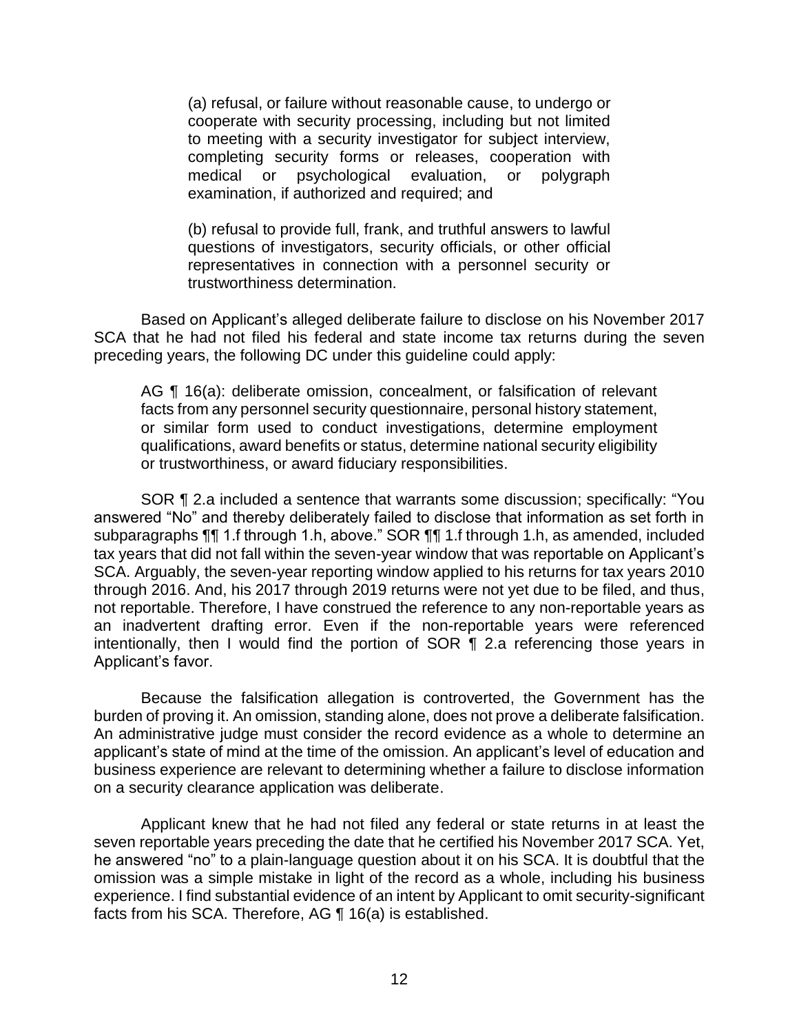> (a) refusal, or failure without reasonable cause, to undergo or cooperate with security processing, including but not limited to meeting with a security investigator for subject interview, completing security forms or releases, cooperation with medical or psychological evaluation, or polygraph examination, if authorized and required; and
>
> (b) refusal to provide full, frank, and truthful answers to lawful questions of investigators, security officials, or other official representatives in connection with a personnel security or trustworthiness determination.

Based on Applicant's alleged deliberate failure to disclose on his November 2017 SCA that he had not filed his federal and state income tax returns during the seven preceding years, the following DC under this guideline could apply:

> AG ¶ 16(a): deliberate omission, concealment, or falsification of relevant facts from any personnel security questionnaire, personal history statement, or similar form used to conduct investigations, determine employment qualifications, award benefits or status, determine national security eligibility or trustworthiness, or award fiduciary responsibilities.

SOR ¶ 2.a included a sentence that warrants some discussion; specifically: "You answered "No" and thereby deliberately failed to disclose that information as set forth in subparagraphs ¶¶ 1.f through 1.h, above." SOR ¶¶ 1.f through 1.h, as amended, included tax years that did not fall within the seven-year window that was reportable on Applicant's SCA. Arguably, the seven-year reporting window applied to his returns for tax years 2010 through 2016. And, his 2017 through 2019 returns were not yet due to be filed, and thus, not reportable. Therefore, I have construed the reference to any non-reportable years as an inadvertent drafting error. Even if the non-reportable years were referenced intentionally, then I would find the portion of SOR ¶ 2.a referencing those years in Applicant's favor.

Because the falsification allegation is controverted, the Government has the burden of proving it. An omission, standing alone, does not prove a deliberate falsification. An administrative judge must consider the record evidence as a whole to determine an applicant's state of mind at the time of the omission. An applicant's level of education and business experience are relevant to determining whether a failure to disclose information on a security clearance application was deliberate.

Applicant knew that he had not filed any federal or state returns in at least the seven reportable years preceding the date that he certified his November 2017 SCA. Yet, he answered "no" to a plain-language question about it on his SCA. It is doubtful that the omission was a simple mistake in light of the record as a whole, including his business experience. I find substantial evidence of an intent by Applicant to omit security-significant facts from his SCA. Therefore, AG ¶ 16(a) is established.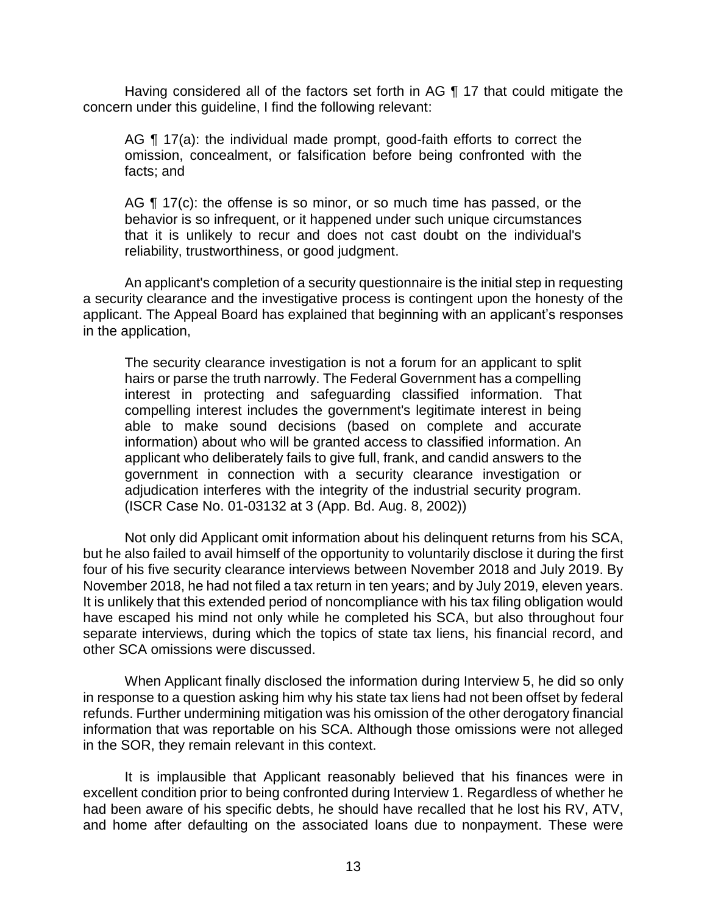Having considered all of the factors set forth in AG ¶ 17 that could mitigate the concern under this guideline, I find the following relevant:

> AG ¶ 17(a): the individual made prompt, good-faith efforts to correct the omission, concealment, or falsification before being confronted with the facts; and
>
> AG ¶ 17(c): the offense is so minor, or so much time has passed, or the behavior is so infrequent, or it happened under such unique circumstances that it is unlikely to recur and does not cast doubt on the individual's reliability, trustworthiness, or good judgment.

An applicant's completion of a security questionnaire is the initial step in requesting a security clearance and the investigative process is contingent upon the honesty of the applicant. The Appeal Board has explained that beginning with an applicant's responses in the application,

> The security clearance investigation is not a forum for an applicant to split hairs or parse the truth narrowly. The Federal Government has a compelling interest in protecting and safeguarding classified information. That compelling interest includes the government's legitimate interest in being able to make sound decisions (based on complete and accurate information) about who will be granted access to classified information. An applicant who deliberately fails to give full, frank, and candid answers to the government in connection with a security clearance investigation or adjudication interferes with the integrity of the industrial security program. (ISCR Case No. 01-03132 at 3 (App. Bd. Aug. 8, 2002))

Not only did Applicant omit information about his delinquent returns from his SCA, but he also failed to avail himself of the opportunity to voluntarily disclose it during the first four of his five security clearance interviews between November 2018 and July 2019. By November 2018, he had not filed a tax return in ten years; and by July 2019, eleven years. It is unlikely that this extended period of noncompliance with his tax filing obligation would have escaped his mind not only while he completed his SCA, but also throughout four separate interviews, during which the topics of state tax liens, his financial record, and other SCA omissions were discussed.

When Applicant finally disclosed the information during Interview 5, he did so only in response to a question asking him why his state tax liens had not been offset by federal refunds. Further undermining mitigation was his omission of the other derogatory financial information that was reportable on his SCA. Although those omissions were not alleged in the SOR, they remain relevant in this context.

It is implausible that Applicant reasonably believed that his finances were in excellent condition prior to being confronted during Interview 1. Regardless of whether he had been aware of his specific debts, he should have recalled that he lost his RV, ATV, and home after defaulting on the associated loans due to nonpayment. These were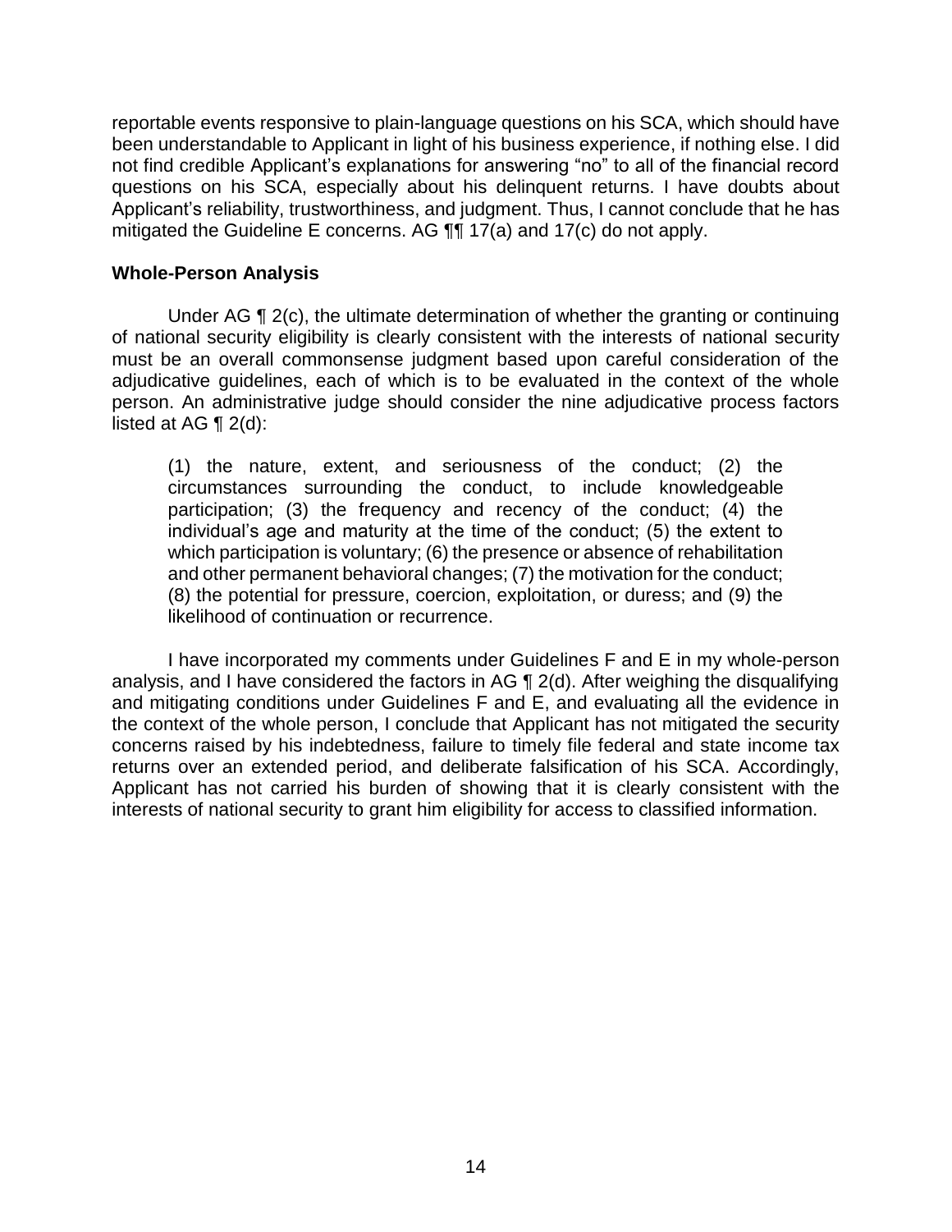reportable events responsive to plain-language questions on his SCA, which should have been understandable to Applicant in light of his business experience, if nothing else. I did not find credible Applicant's explanations for answering "no" to all of the financial record questions on his SCA, especially about his delinquent returns. I have doubts about Applicant's reliability, trustworthiness, and judgment. Thus, I cannot conclude that he has mitigated the Guideline E concerns. AG ¶¶ 17(a) and 17(c) do not apply.

**Whole-Person Analysis**

Under AG ¶ 2(c), the ultimate determination of whether the granting or continuing of national security eligibility is clearly consistent with the interests of national security must be an overall commonsense judgment based upon careful consideration of the adjudicative guidelines, each of which is to be evaluated in the context of the whole person. An administrative judge should consider the nine adjudicative process factors listed at AG ¶ 2(d):

> (1) the nature, extent, and seriousness of the conduct; (2) the circumstances surrounding the conduct, to include knowledgeable participation; (3) the frequency and recency of the conduct; (4) the individual's age and maturity at the time of the conduct; (5) the extent to which participation is voluntary; (6) the presence or absence of rehabilitation and other permanent behavioral changes; (7) the motivation for the conduct; (8) the potential for pressure, coercion, exploitation, or duress; and (9) the likelihood of continuation or recurrence.

I have incorporated my comments under Guidelines F and E in my whole-person analysis, and I have considered the factors in AG ¶ 2(d). After weighing the disqualifying and mitigating conditions under Guidelines F and E, and evaluating all the evidence in the context of the whole person, I conclude that Applicant has not mitigated the security concerns raised by his indebtedness, failure to timely file federal and state income tax returns over an extended period, and deliberate falsification of his SCA. Accordingly, Applicant has not carried his burden of showing that it is clearly consistent with the interests of national security to grant him eligibility for access to classified information.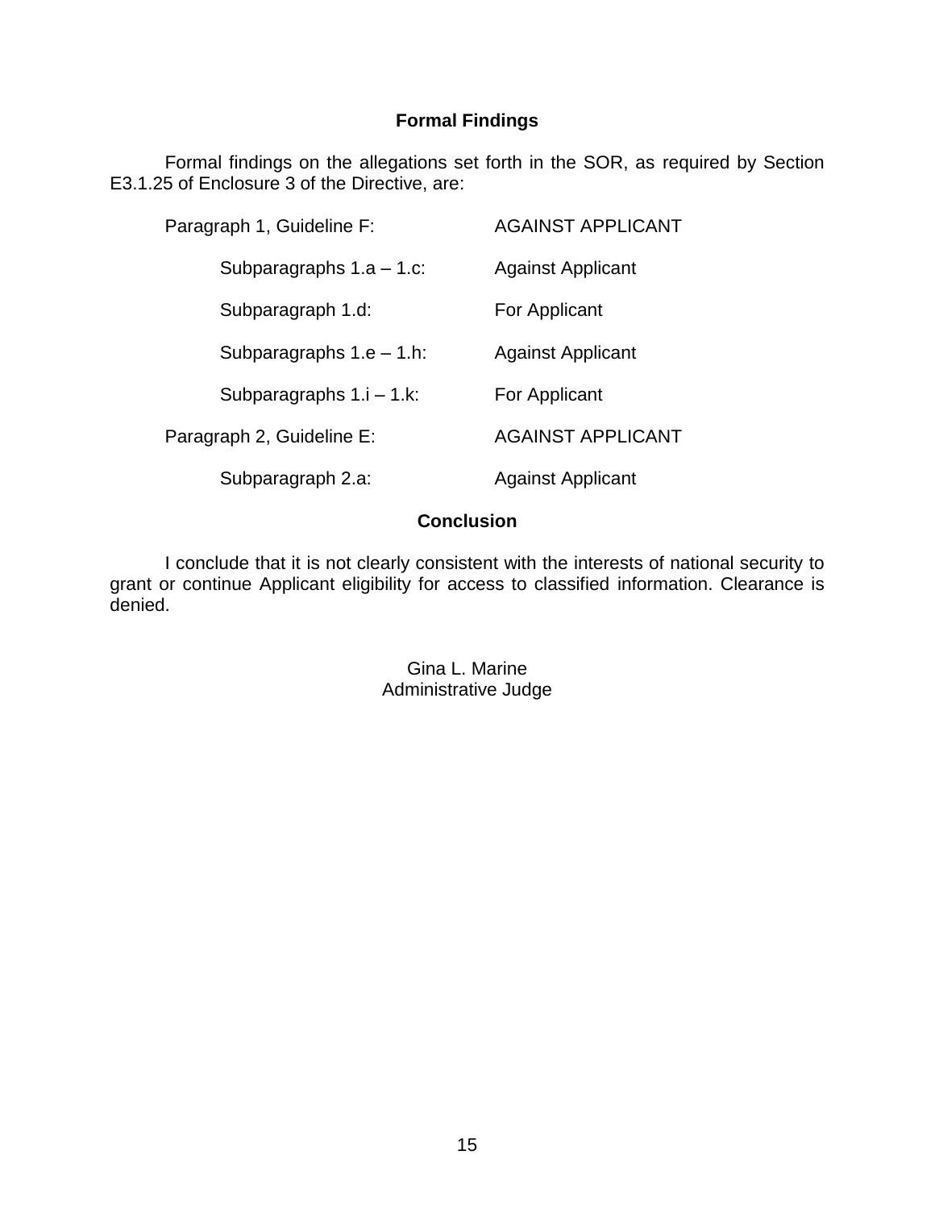## Formal Findings

Formal findings on the allegations set forth in the SOR, as required by Section E3.1.25 of Enclosure 3 of the Directive, are:

| | |
|---|---|
| Paragraph 1, Guideline F: | AGAINST APPLICANT |
| Subparagraphs 1.a – 1.c: | Against Applicant |
| Subparagraph 1.d: | For Applicant |
| Subparagraphs 1.e – 1.h: | Against Applicant |
| Subparagraphs 1.i – 1.k: | For Applicant |
| Paragraph 2, Guideline E: | AGAINST APPLICANT |
| Subparagraph 2.a: | Against Applicant |

## Conclusion

I conclude that it is not clearly consistent with the interests of national security to grant or continue Applicant eligibility for access to classified information. Clearance is denied.

Gina L. Marine
Administrative Judge